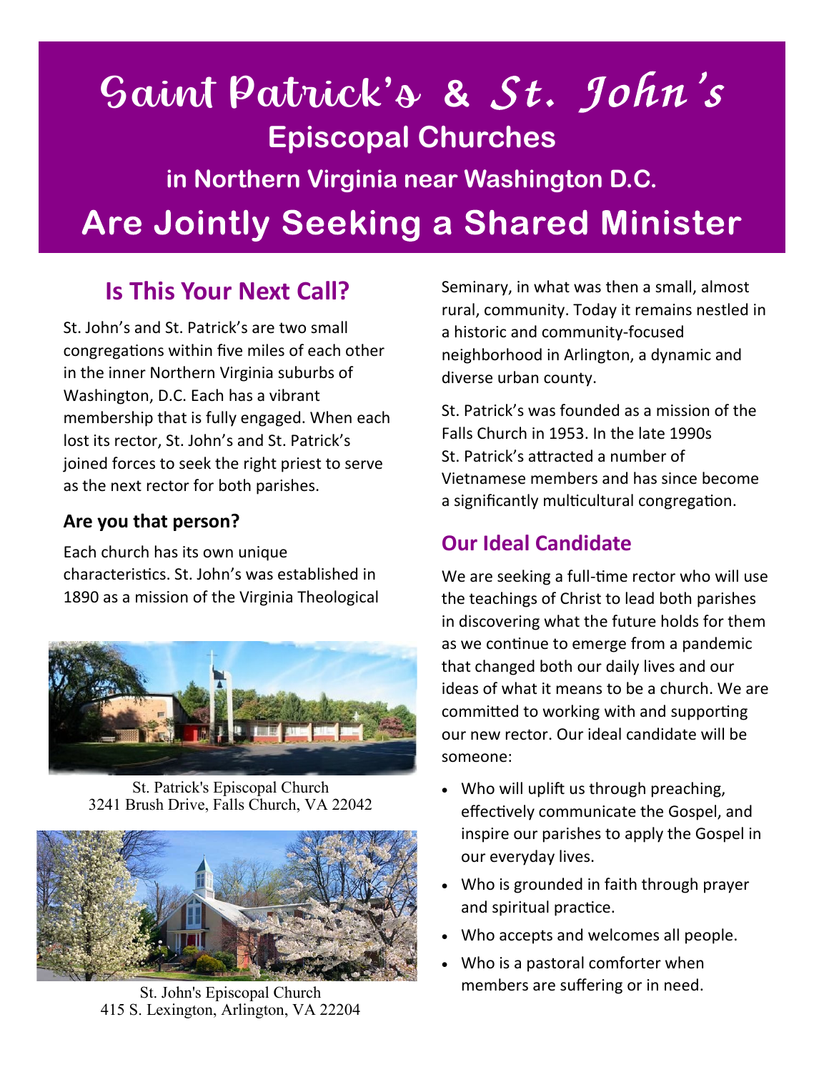# Saint Patrick's & St. John's

## Episcopal Churches

### in Northern Virginia near Washington D.C.

## Are Jointly Seeking a Shared Minister

## Is This Your Next Call?

St. John's and St. Patrick's are two small congregations within five miles of each other in the inner Northern Virginia suburbs of Washington, D.C. Each has a vibrant membership that is fully engaged. When each lost its rector, St. John's and St. Patrick's joined forces to seek the right priest to serve as the next rector for both parishes.

### Are you that person?

Each church has its own unique characteristics. St. John's was established in 1890 as a mission of the Virginia Theological Seminary, in what was then a small, almost rural, community. Today it remains nestled in a historic and community-focused neighborhood in Arlington, a dynamic and diverse urban county.

St. Patrick's was founded as a mission of the Falls Church in 1953. In the late 1990s St. Patrick's attracted a number of Vietnamese members and has since become a significantly multicultural congregation.

St. Patrick's Episcopal Church
3241 Brush Drive, Falls Church, VA 22042

St. John's Episcopal Church
415 S. Lexington, Arlington, VA 22204

## Our Ideal Candidate

We are seeking a full-time rector who will use the teachings of Christ to lead both parishes in discovering what the future holds for them as we continue to emerge from a pandemic that changed both our daily lives and our ideas of what it means to be a church. We are committed to working with and supporting our new rector. Our ideal candidate will be someone:

- Who will uplift us through preaching, effectively communicate the Gospel, and inspire our parishes to apply the Gospel in our everyday lives.
- Who is grounded in faith through prayer and spiritual practice.
- Who accepts and welcomes all people.
- Who is a pastoral comforter when members are suffering or in need.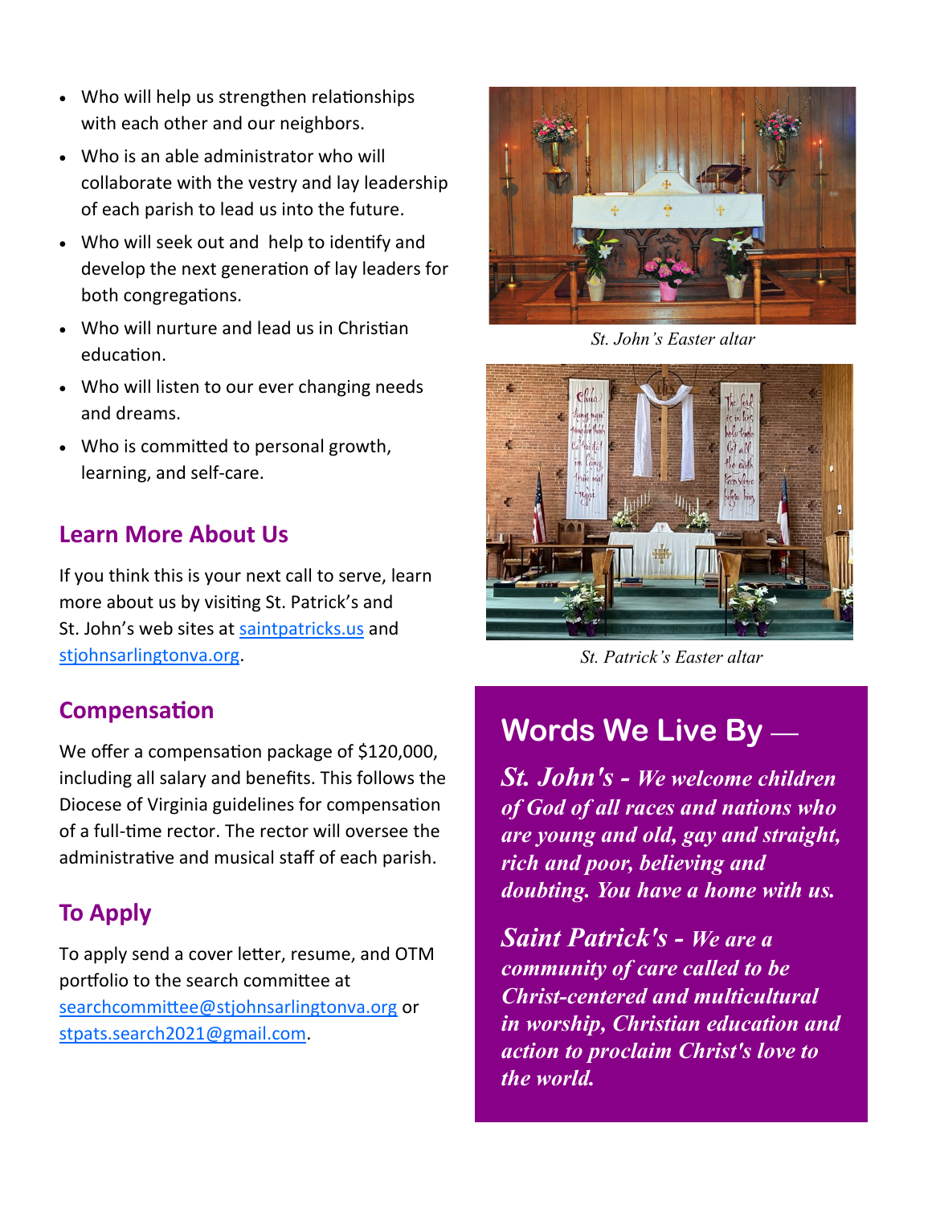- Who will help us strengthen relationships with each other and our neighbors.
- Who is an able administrator who will collaborate with the vestry and lay leadership of each parish to lead us into the future.
- Who will seek out and help to identify and develop the next generation of lay leaders for both congregations.
- Who will nurture and lead us in Christian education.
- Who will listen to our ever changing needs and dreams.
- Who is committed to personal growth, learning, and self-care.

## Learn More About Us

If you think this is your next call to serve, learn more about us by visiting St. Patrick's and St. John's web sites at saintpatricks.us and stjohnsarlingtonva.org.

## Compensation

We offer a compensation package of $120,000, including all salary and benefits. This follows the Diocese of Virginia guidelines for compensation of a full-time rector. The rector will oversee the administrative and musical staff of each parish.

## To Apply

To apply send a cover letter, resume, and OTM portfolio to the search committee at searchcommittee@stjohnsarlingtonva.org or stpats.search2021@gmail.com.

*St. John's Easter altar*

*St. Patrick's Easter altar*

## Words We Live By —

***St. John's - We welcome children of God of all races and nations who are young and old, gay and straight, rich and poor, believing and doubting. You have a home with us.***

***Saint Patrick's - We are a community of care called to be Christ-centered and multicultural in worship, Christian education and action to proclaim Christ's love to the world.***